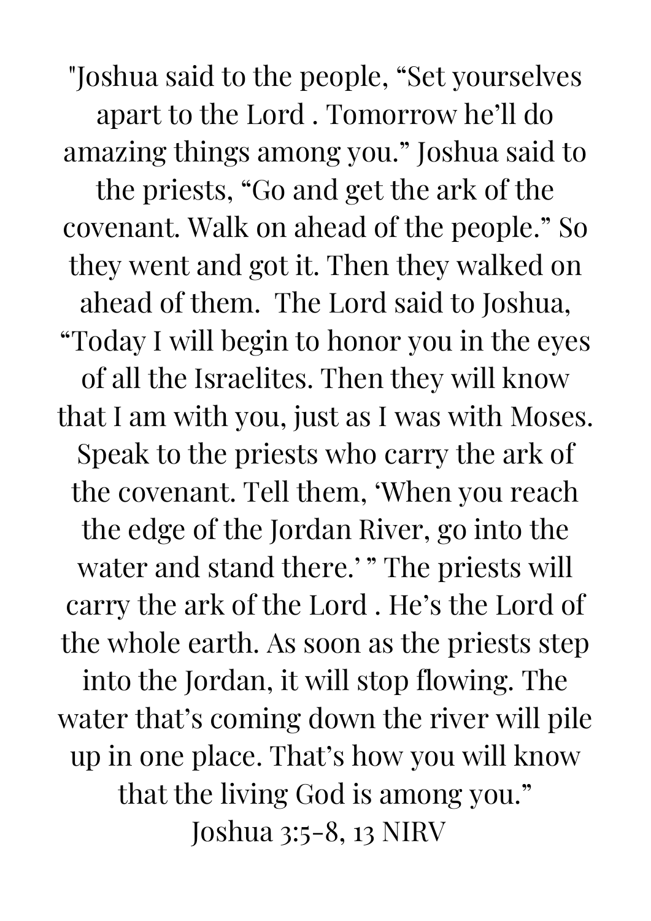"Joshua said to the people, “Set yourselves apart to the Lord . Tomorrow he’ll do amazing things among you.” Joshua said to the priests, “Go and get the ark of the covenant. Walk on ahead of the people.” So they went and got it. Then they walked on ahead of them.  The Lord said to Joshua, “Today I will begin to honor you in the eyes of all the Israelites. Then they will know that I am with you, just as I was with Moses. Speak to the priests who carry the ark of the covenant. Tell them, ‘When you reach the edge of the Jordan River, go into the water and stand there.’ ” The priests will carry the ark of the Lord . He’s the Lord of the whole earth. As soon as the priests step into the Jordan, it will stop flowing. The water that’s coming down the river will pile up in one place. That’s how you will know that the living God is among you.”

Joshua 3:5-8, 13 NIRV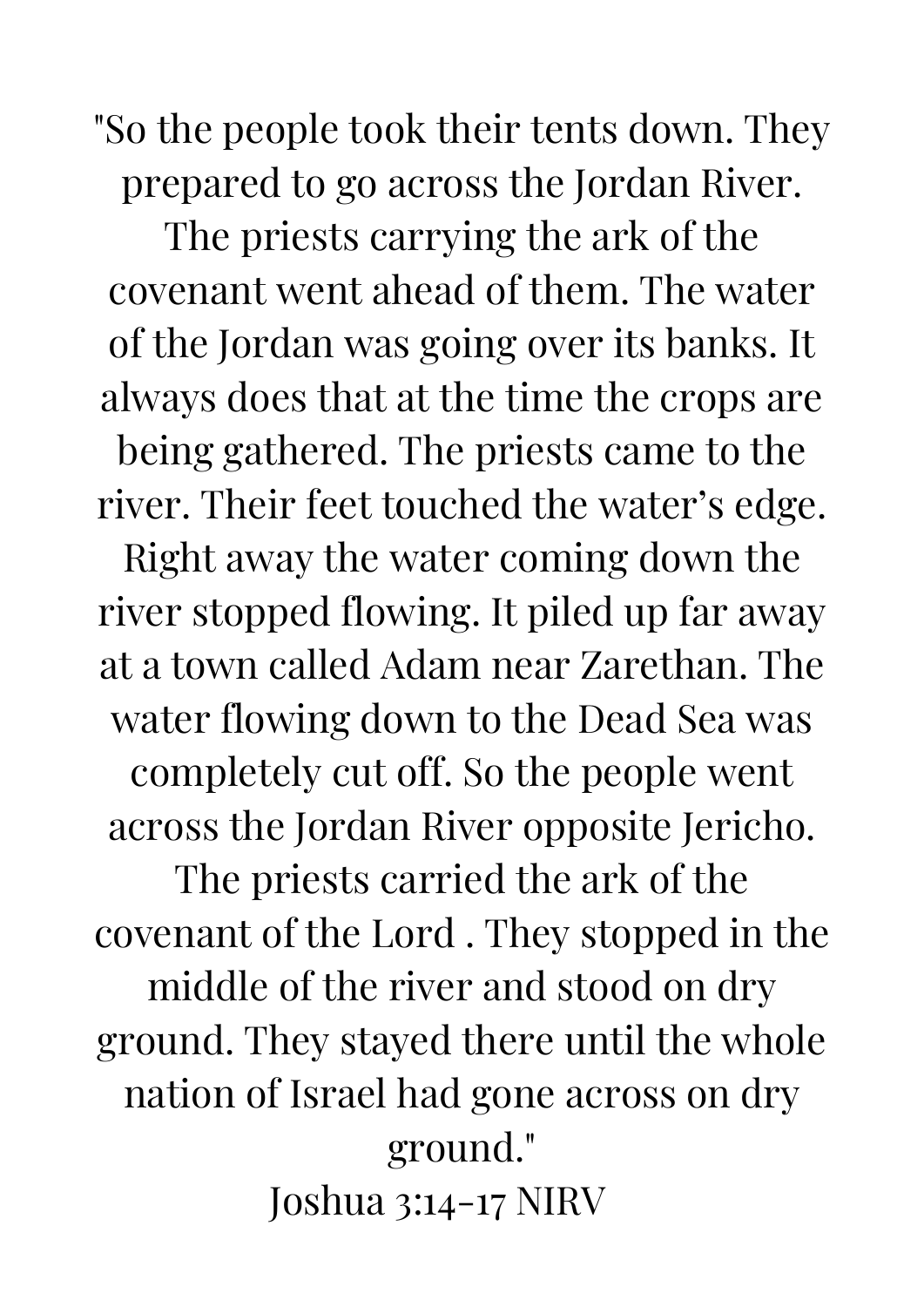"So the people took their tents down. They prepared to go across the Jordan River. The priests carrying the ark of the covenant went ahead of them. The water of the Jordan was going over its banks. It always does that at the time the crops are being gathered. The priests came to the river. Their feet touched the water's edge. Right away the water coming down the river stopped flowing. It piled up far away at a town called Adam near Zarethan. The water flowing down to the Dead Sea was completely cut off. So the people went across the Jordan River opposite Jericho. The priests carried the ark of the covenant of the Lord . They stopped in the middle of the river and stood on dry ground. They stayed there until the whole nation of Israel had gone across on dry ground."

Joshua 3:14-17 NIRV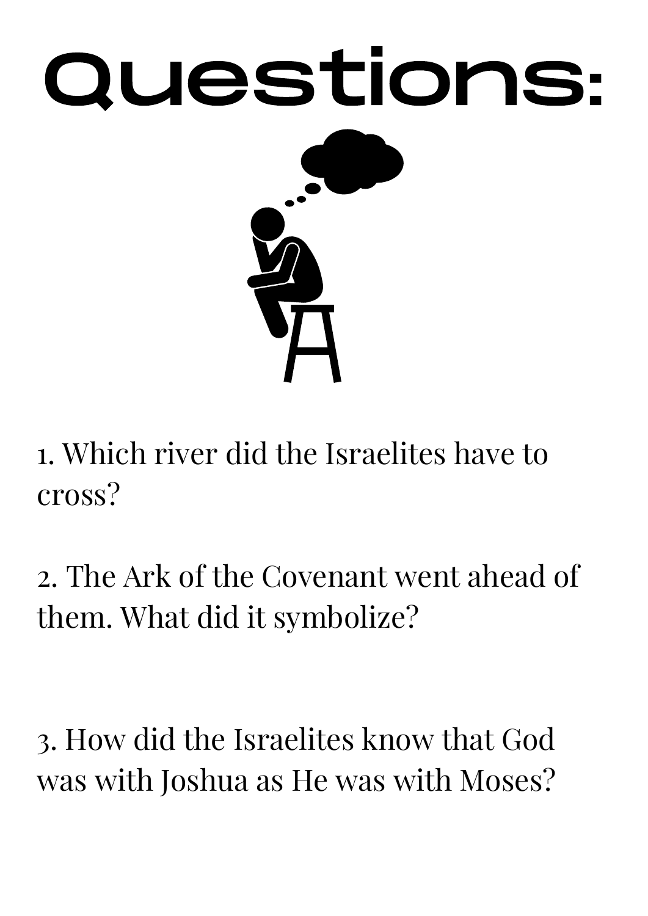# Questions:

1. Which river did the Israelites have to cross?

2. The Ark of the Covenant went ahead of them. What did it symbolize?

3. How did the Israelites know that God was with Joshua as He was with Moses?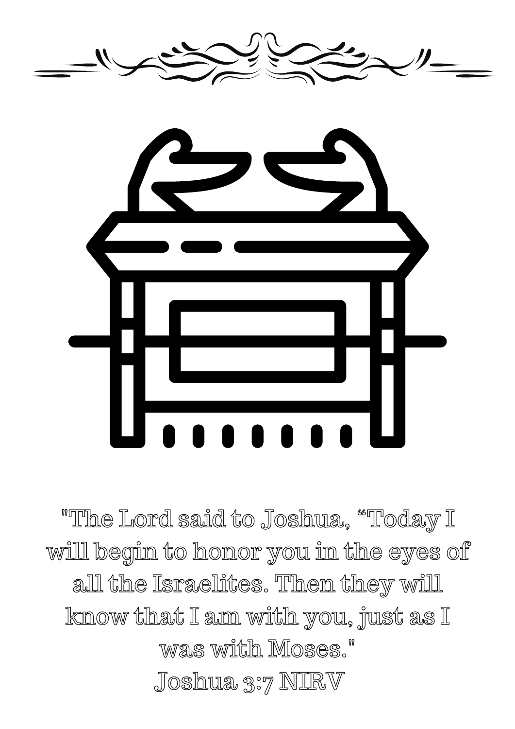"The Lord said to Joshua, "Today I will begin to honor you in the eyes of all the Israelites. Then they will know that I am with you, just as I was with Moses."

Joshua 3:7 NIRV